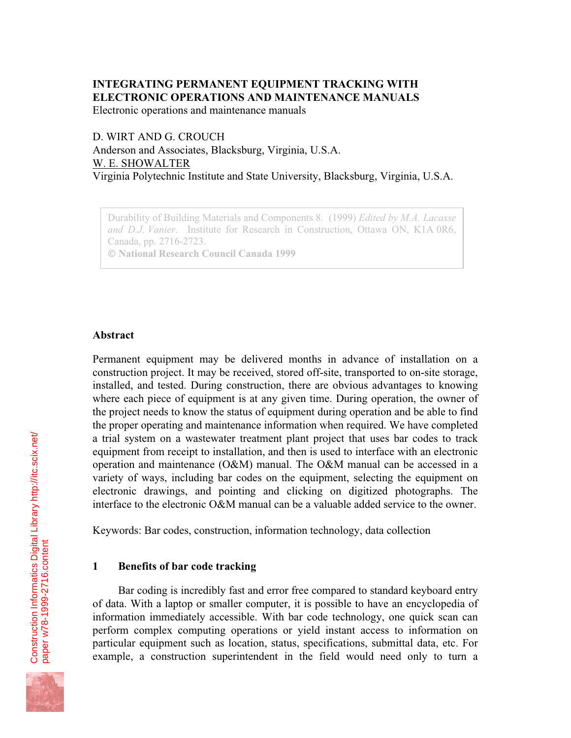# INTEGRATING PERMANENT EQUIPMENT TRACKING WITH ELECTRONIC OPERATIONS AND MAINTENANCE MANUALS

Electronic operations and maintenance manuals

D. WIRT AND G. CROUCH
Anderson and Associates, Blacksburg, Virginia, U.S.A.
W. E. SHOWALTER
Virginia Polytechnic Institute and State University, Blacksburg, Virginia, U.S.A.

Durability of Building Materials and Components 8. (1999) *Edited by M.A. Lacasse and D.J. Vanier*. Institute for Research in Construction, Ottawa ON, K1A 0R6, Canada, pp. 2716-2723.
© **National Research Council Canada 1999**

## Abstract

Permanent equipment may be delivered months in advance of installation on a construction project. It may be received, stored off-site, transported to on-site storage, installed, and tested. During construction, there are obvious advantages to knowing where each piece of equipment is at any given time. During operation, the owner of the project needs to know the status of equipment during operation and be able to find the proper operating and maintenance information when required. We have completed a trial system on a wastewater treatment plant project that uses bar codes to track equipment from receipt to installation, and then is used to interface with an electronic operation and maintenance (O&M) manual. The O&M manual can be accessed in a variety of ways, including bar codes on the equipment, selecting the equipment on electronic drawings, and pointing and clicking on digitized photographs. The interface to the electronic O&M manual can be a valuable added service to the owner.

Keywords: Bar codes, construction, information technology, data collection

## 1 Benefits of bar code tracking

Bar coding is incredibly fast and error free compared to standard keyboard entry of data. With a laptop or smaller computer, it is possible to have an encyclopedia of information immediately accessible. With bar code technology, one quick scan can perform complex computing operations or yield instant access to information on particular equipment such as location, status, specifications, submittal data, etc. For example, a construction superintendent in the field would need only to turn a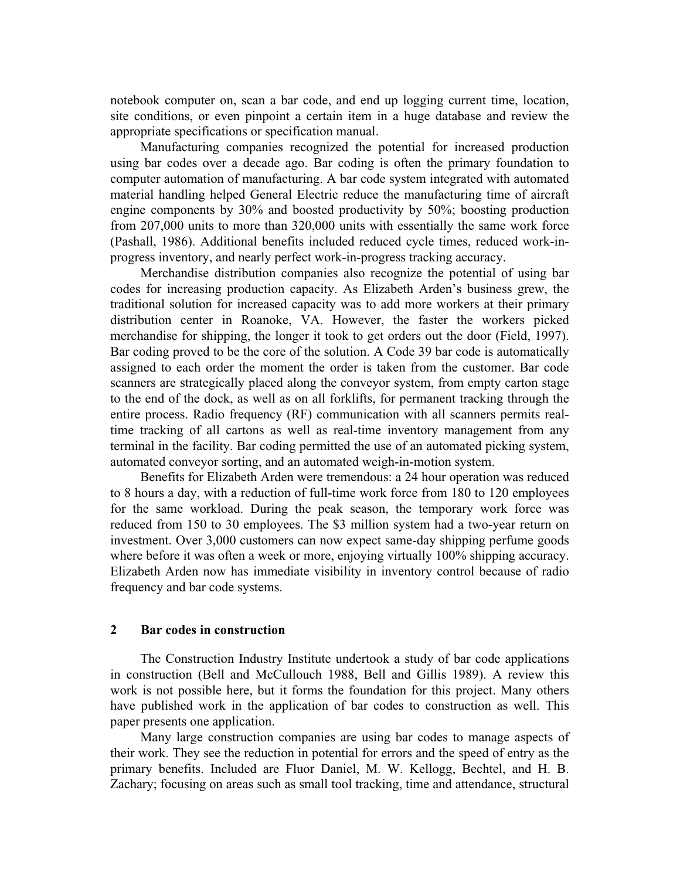notebook computer on, scan a bar code, and end up logging current time, location, site conditions, or even pinpoint a certain item in a huge database and review the appropriate specifications or specification manual.

Manufacturing companies recognized the potential for increased production using bar codes over a decade ago. Bar coding is often the primary foundation to computer automation of manufacturing. A bar code system integrated with automated material handling helped General Electric reduce the manufacturing time of aircraft engine components by 30% and boosted productivity by 50%; boosting production from 207,000 units to more than 320,000 units with essentially the same work force (Pashall, 1986). Additional benefits included reduced cycle times, reduced work-in-progress inventory, and nearly perfect work-in-progress tracking accuracy.

Merchandise distribution companies also recognize the potential of using bar codes for increasing production capacity. As Elizabeth Arden's business grew, the traditional solution for increased capacity was to add more workers at their primary distribution center in Roanoke, VA. However, the faster the workers picked merchandise for shipping, the longer it took to get orders out the door (Field, 1997). Bar coding proved to be the core of the solution. A Code 39 bar code is automatically assigned to each order the moment the order is taken from the customer. Bar code scanners are strategically placed along the conveyor system, from empty carton stage to the end of the dock, as well as on all forklifts, for permanent tracking through the entire process. Radio frequency (RF) communication with all scanners permits real-time tracking of all cartons as well as real-time inventory management from any terminal in the facility. Bar coding permitted the use of an automated picking system, automated conveyor sorting, and an automated weigh-in-motion system.

Benefits for Elizabeth Arden were tremendous: a 24 hour operation was reduced to 8 hours a day, with a reduction of full-time work force from 180 to 120 employees for the same workload. During the peak season, the temporary work force was reduced from 150 to 30 employees. The $3 million system had a two-year return on investment. Over 3,000 customers can now expect same-day shipping perfume goods where before it was often a week or more, enjoying virtually 100% shipping accuracy. Elizabeth Arden now has immediate visibility in inventory control because of radio frequency and bar code systems.

## 2 Bar codes in construction

The Construction Industry Institute undertook a study of bar code applications in construction (Bell and McCullouch 1988, Bell and Gillis 1989). A review this work is not possible here, but it forms the foundation for this project. Many others have published work in the application of bar codes to construction as well. This paper presents one application.

Many large construction companies are using bar codes to manage aspects of their work. They see the reduction in potential for errors and the speed of entry as the primary benefits. Included are Fluor Daniel, M. W. Kellogg, Bechtel, and H. B. Zachary; focusing on areas such as small tool tracking, time and attendance, structural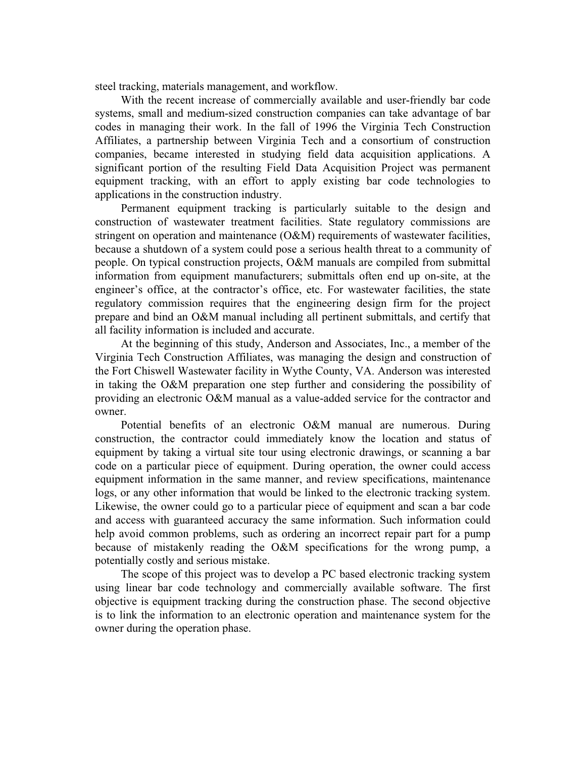steel tracking, materials management, and workflow.

With the recent increase of commercially available and user-friendly bar code systems, small and medium-sized construction companies can take advantage of bar codes in managing their work. In the fall of 1996 the Virginia Tech Construction Affiliates, a partnership between Virginia Tech and a consortium of construction companies, became interested in studying field data acquisition applications. A significant portion of the resulting Field Data Acquisition Project was permanent equipment tracking, with an effort to apply existing bar code technologies to applications in the construction industry.

Permanent equipment tracking is particularly suitable to the design and construction of wastewater treatment facilities. State regulatory commissions are stringent on operation and maintenance (O&M) requirements of wastewater facilities, because a shutdown of a system could pose a serious health threat to a community of people. On typical construction projects, O&M manuals are compiled from submittal information from equipment manufacturers; submittals often end up on-site, at the engineer's office, at the contractor's office, etc. For wastewater facilities, the state regulatory commission requires that the engineering design firm for the project prepare and bind an O&M manual including all pertinent submittals, and certify that all facility information is included and accurate.

At the beginning of this study, Anderson and Associates, Inc., a member of the Virginia Tech Construction Affiliates, was managing the design and construction of the Fort Chiswell Wastewater facility in Wythe County, VA. Anderson was interested in taking the O&M preparation one step further and considering the possibility of providing an electronic O&M manual as a value-added service for the contractor and owner.

Potential benefits of an electronic O&M manual are numerous. During construction, the contractor could immediately know the location and status of equipment by taking a virtual site tour using electronic drawings, or scanning a bar code on a particular piece of equipment. During operation, the owner could access equipment information in the same manner, and review specifications, maintenance logs, or any other information that would be linked to the electronic tracking system. Likewise, the owner could go to a particular piece of equipment and scan a bar code and access with guaranteed accuracy the same information. Such information could help avoid common problems, such as ordering an incorrect repair part for a pump because of mistakenly reading the O&M specifications for the wrong pump, a potentially costly and serious mistake.

The scope of this project was to develop a PC based electronic tracking system using linear bar code technology and commercially available software. The first objective is equipment tracking during the construction phase. The second objective is to link the information to an electronic operation and maintenance system for the owner during the operation phase.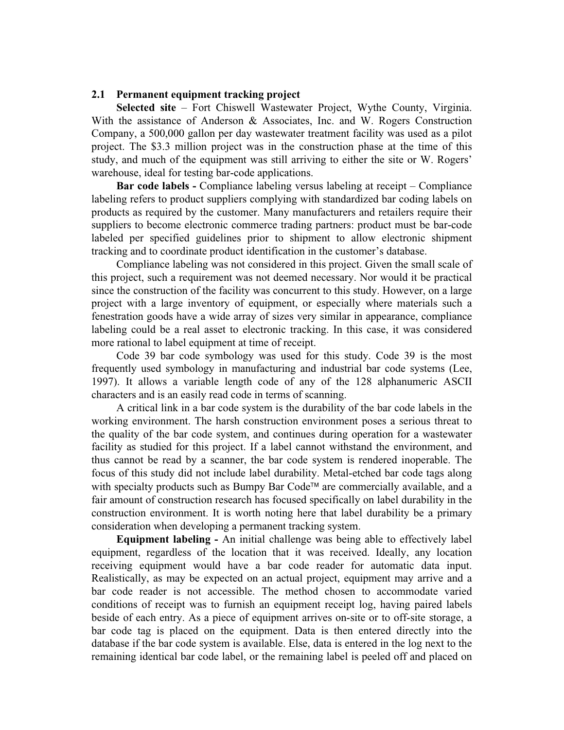## 2.1 Permanent equipment tracking project

**Selected site** – Fort Chiswell Wastewater Project, Wythe County, Virginia. With the assistance of Anderson & Associates, Inc. and W. Rogers Construction Company, a 500,000 gallon per day wastewater treatment facility was used as a pilot project. The $3.3 million project was in the construction phase at the time of this study, and much of the equipment was still arriving to either the site or W. Rogers' warehouse, ideal for testing bar-code applications.

**Bar code labels -** Compliance labeling versus labeling at receipt – Compliance labeling refers to product suppliers complying with standardized bar coding labels on products as required by the customer. Many manufacturers and retailers require their suppliers to become electronic commerce trading partners: product must be bar-code labeled per specified guidelines prior to shipment to allow electronic shipment tracking and to coordinate product identification in the customer's database.

Compliance labeling was not considered in this project. Given the small scale of this project, such a requirement was not deemed necessary. Nor would it be practical since the construction of the facility was concurrent to this study. However, on a large project with a large inventory of equipment, or especially where materials such a fenestration goods have a wide array of sizes very similar in appearance, compliance labeling could be a real asset to electronic tracking. In this case, it was considered more rational to label equipment at time of receipt.

Code 39 bar code symbology was used for this study. Code 39 is the most frequently used symbology in manufacturing and industrial bar code systems (Lee, 1997). It allows a variable length code of any of the 128 alphanumeric ASCII characters and is an easily read code in terms of scanning.

A critical link in a bar code system is the durability of the bar code labels in the working environment. The harsh construction environment poses a serious threat to the quality of the bar code system, and continues during operation for a wastewater facility as studied for this project. If a label cannot withstand the environment, and thus cannot be read by a scanner, the bar code system is rendered inoperable. The focus of this study did not include label durability. Metal-etched bar code tags along with specialty products such as Bumpy Bar Code™ are commercially available, and a fair amount of construction research has focused specifically on label durability in the construction environment. It is worth noting here that label durability be a primary consideration when developing a permanent tracking system.

**Equipment labeling -** An initial challenge was being able to effectively label equipment, regardless of the location that it was received. Ideally, any location receiving equipment would have a bar code reader for automatic data input. Realistically, as may be expected on an actual project, equipment may arrive and a bar code reader is not accessible. The method chosen to accommodate varied conditions of receipt was to furnish an equipment receipt log, having paired labels beside of each entry. As a piece of equipment arrives on-site or to off-site storage, a bar code tag is placed on the equipment. Data is then entered directly into the database if the bar code system is available. Else, data is entered in the log next to the remaining identical bar code label, or the remaining label is peeled off and placed on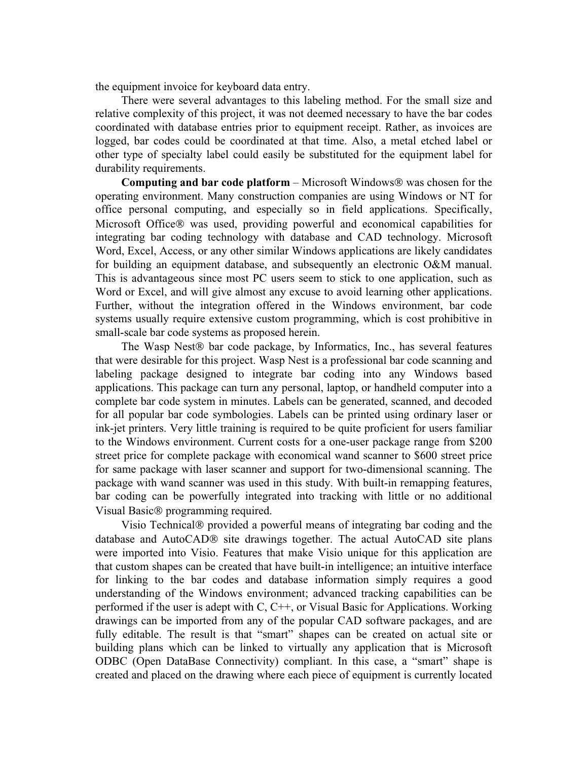the equipment invoice for keyboard data entry.

There were several advantages to this labeling method. For the small size and relative complexity of this project, it was not deemed necessary to have the bar codes coordinated with database entries prior to equipment receipt. Rather, as invoices are logged, bar codes could be coordinated at that time. Also, a metal etched label or other type of specialty label could easily be substituted for the equipment label for durability requirements.

**Computing and bar code platform** – Microsoft Windows® was chosen for the operating environment. Many construction companies are using Windows or NT for office personal computing, and especially so in field applications. Specifically, Microsoft Office® was used, providing powerful and economical capabilities for integrating bar coding technology with database and CAD technology. Microsoft Word, Excel, Access, or any other similar Windows applications are likely candidates for building an equipment database, and subsequently an electronic O&M manual. This is advantageous since most PC users seem to stick to one application, such as Word or Excel, and will give almost any excuse to avoid learning other applications. Further, without the integration offered in the Windows environment, bar code systems usually require extensive custom programming, which is cost prohibitive in small-scale bar code systems as proposed herein.

The Wasp Nest® bar code package, by Informatics, Inc., has several features that were desirable for this project. Wasp Nest is a professional bar code scanning and labeling package designed to integrate bar coding into any Windows based applications. This package can turn any personal, laptop, or handheld computer into a complete bar code system in minutes. Labels can be generated, scanned, and decoded for all popular bar code symbologies. Labels can be printed using ordinary laser or ink-jet printers. Very little training is required to be quite proficient for users familiar to the Windows environment. Current costs for a one-user package range from $200 street price for complete package with economical wand scanner to $600 street price for same package with laser scanner and support for two-dimensional scanning. The package with wand scanner was used in this study. With built-in remapping features, bar coding can be powerfully integrated into tracking with little or no additional Visual Basic® programming required.

Visio Technical® provided a powerful means of integrating bar coding and the database and AutoCAD® site drawings together. The actual AutoCAD site plans were imported into Visio. Features that make Visio unique for this application are that custom shapes can be created that have built-in intelligence; an intuitive interface for linking to the bar codes and database information simply requires a good understanding of the Windows environment; advanced tracking capabilities can be performed if the user is adept with C, C++, or Visual Basic for Applications. Working drawings can be imported from any of the popular CAD software packages, and are fully editable. The result is that "smart" shapes can be created on actual site or building plans which can be linked to virtually any application that is Microsoft ODBC (Open DataBase Connectivity) compliant. In this case, a "smart" shape is created and placed on the drawing where each piece of equipment is currently located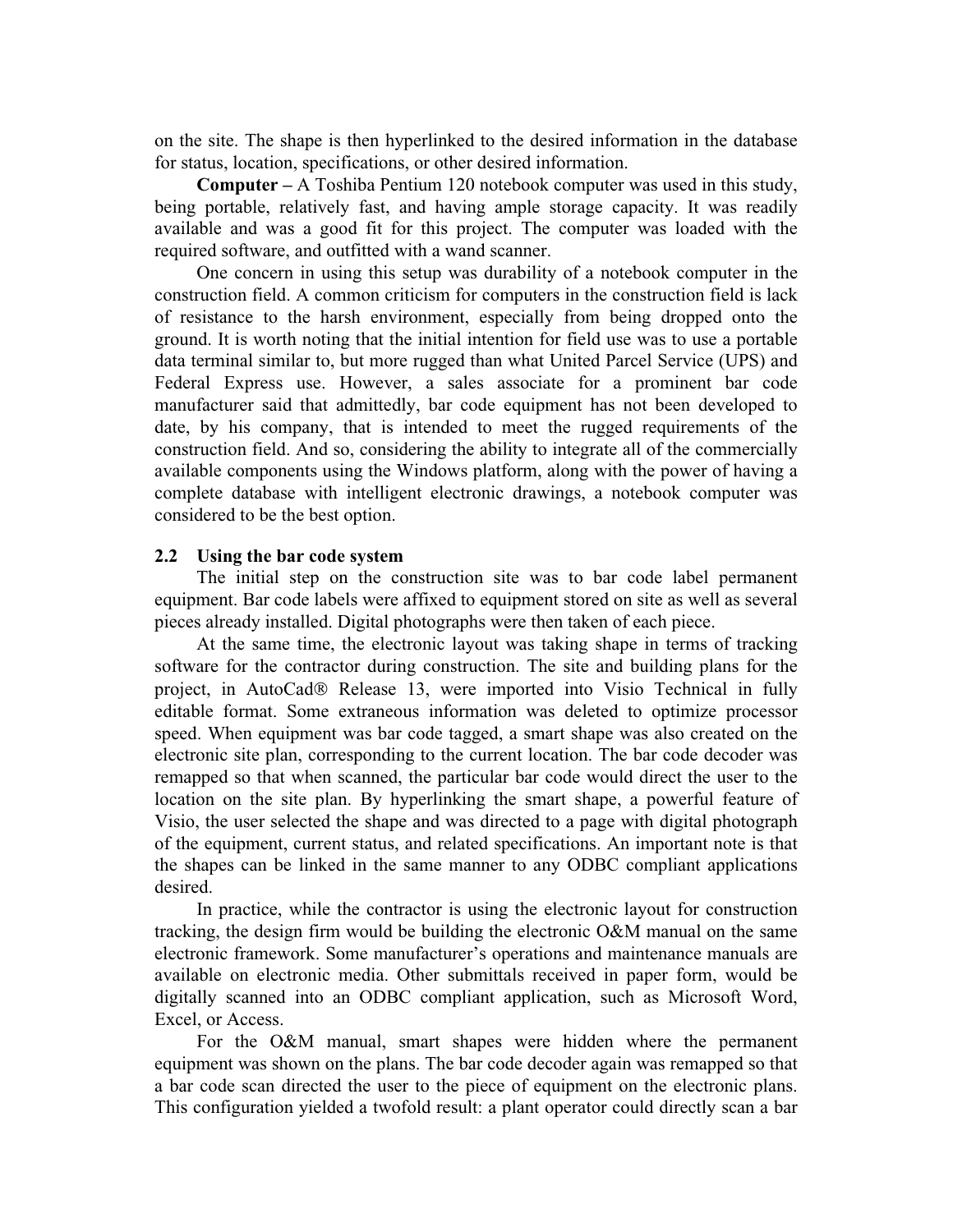on the site. The shape is then hyperlinked to the desired information in the database for status, location, specifications, or other desired information.

**Computer –** A Toshiba Pentium 120 notebook computer was used in this study, being portable, relatively fast, and having ample storage capacity. It was readily available and was a good fit for this project. The computer was loaded with the required software, and outfitted with a wand scanner.

One concern in using this setup was durability of a notebook computer in the construction field. A common criticism for computers in the construction field is lack of resistance to the harsh environment, especially from being dropped onto the ground. It is worth noting that the initial intention for field use was to use a portable data terminal similar to, but more rugged than what United Parcel Service (UPS) and Federal Express use. However, a sales associate for a prominent bar code manufacturer said that admittedly, bar code equipment has not been developed to date, by his company, that is intended to meet the rugged requirements of the construction field. And so, considering the ability to integrate all of the commercially available components using the Windows platform, along with the power of having a complete database with intelligent electronic drawings, a notebook computer was considered to be the best option.

### 2.2 Using the bar code system

The initial step on the construction site was to bar code label permanent equipment. Bar code labels were affixed to equipment stored on site as well as several pieces already installed. Digital photographs were then taken of each piece.

At the same time, the electronic layout was taking shape in terms of tracking software for the contractor during construction. The site and building plans for the project, in AutoCad® Release 13, were imported into Visio Technical in fully editable format. Some extraneous information was deleted to optimize processor speed. When equipment was bar code tagged, a smart shape was also created on the electronic site plan, corresponding to the current location. The bar code decoder was remapped so that when scanned, the particular bar code would direct the user to the location on the site plan. By hyperlinking the smart shape, a powerful feature of Visio, the user selected the shape and was directed to a page with digital photograph of the equipment, current status, and related specifications. An important note is that the shapes can be linked in the same manner to any ODBC compliant applications desired.

In practice, while the contractor is using the electronic layout for construction tracking, the design firm would be building the electronic O&M manual on the same electronic framework. Some manufacturer's operations and maintenance manuals are available on electronic media. Other submittals received in paper form, would be digitally scanned into an ODBC compliant application, such as Microsoft Word, Excel, or Access.

For the O&M manual, smart shapes were hidden where the permanent equipment was shown on the plans. The bar code decoder again was remapped so that a bar code scan directed the user to the piece of equipment on the electronic plans. This configuration yielded a twofold result: a plant operator could directly scan a bar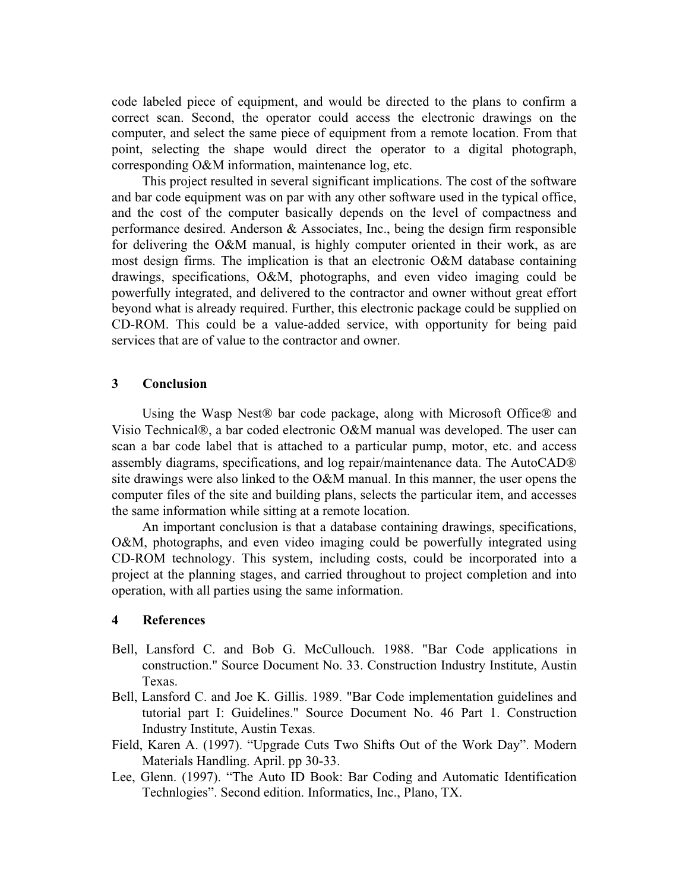code labeled piece of equipment, and would be directed to the plans to confirm a correct scan. Second, the operator could access the electronic drawings on the computer, and select the same piece of equipment from a remote location. From that point, selecting the shape would direct the operator to a digital photograph, corresponding O&M information, maintenance log, etc.

This project resulted in several significant implications. The cost of the software and bar code equipment was on par with any other software used in the typical office, and the cost of the computer basically depends on the level of compactness and performance desired. Anderson & Associates, Inc., being the design firm responsible for delivering the O&M manual, is highly computer oriented in their work, as are most design firms. The implication is that an electronic O&M database containing drawings, specifications, O&M, photographs, and even video imaging could be powerfully integrated, and delivered to the contractor and owner without great effort beyond what is already required. Further, this electronic package could be supplied on CD-ROM. This could be a value-added service, with opportunity for being paid services that are of value to the contractor and owner.

## 3 Conclusion

Using the Wasp Nest® bar code package, along with Microsoft Office® and Visio Technical®, a bar coded electronic O&M manual was developed. The user can scan a bar code label that is attached to a particular pump, motor, etc. and access assembly diagrams, specifications, and log repair/maintenance data. The AutoCAD® site drawings were also linked to the O&M manual. In this manner, the user opens the computer files of the site and building plans, selects the particular item, and accesses the same information while sitting at a remote location.

An important conclusion is that a database containing drawings, specifications, O&M, photographs, and even video imaging could be powerfully integrated using CD-ROM technology. This system, including costs, could be incorporated into a project at the planning stages, and carried throughout to project completion and into operation, with all parties using the same information.

## 4 References

Bell, Lansford C. and Bob G. McCullouch. 1988. "Bar Code applications in construction." Source Document No. 33. Construction Industry Institute, Austin Texas.

Bell, Lansford C. and Joe K. Gillis. 1989. "Bar Code implementation guidelines and tutorial part I: Guidelines." Source Document No. 46 Part 1. Construction Industry Institute, Austin Texas.

Field, Karen A. (1997). "Upgrade Cuts Two Shifts Out of the Work Day". Modern Materials Handling. April. pp 30-33.

Lee, Glenn. (1997). "The Auto ID Book: Bar Coding and Automatic Identification Technlogies". Second edition. Informatics, Inc., Plano, TX.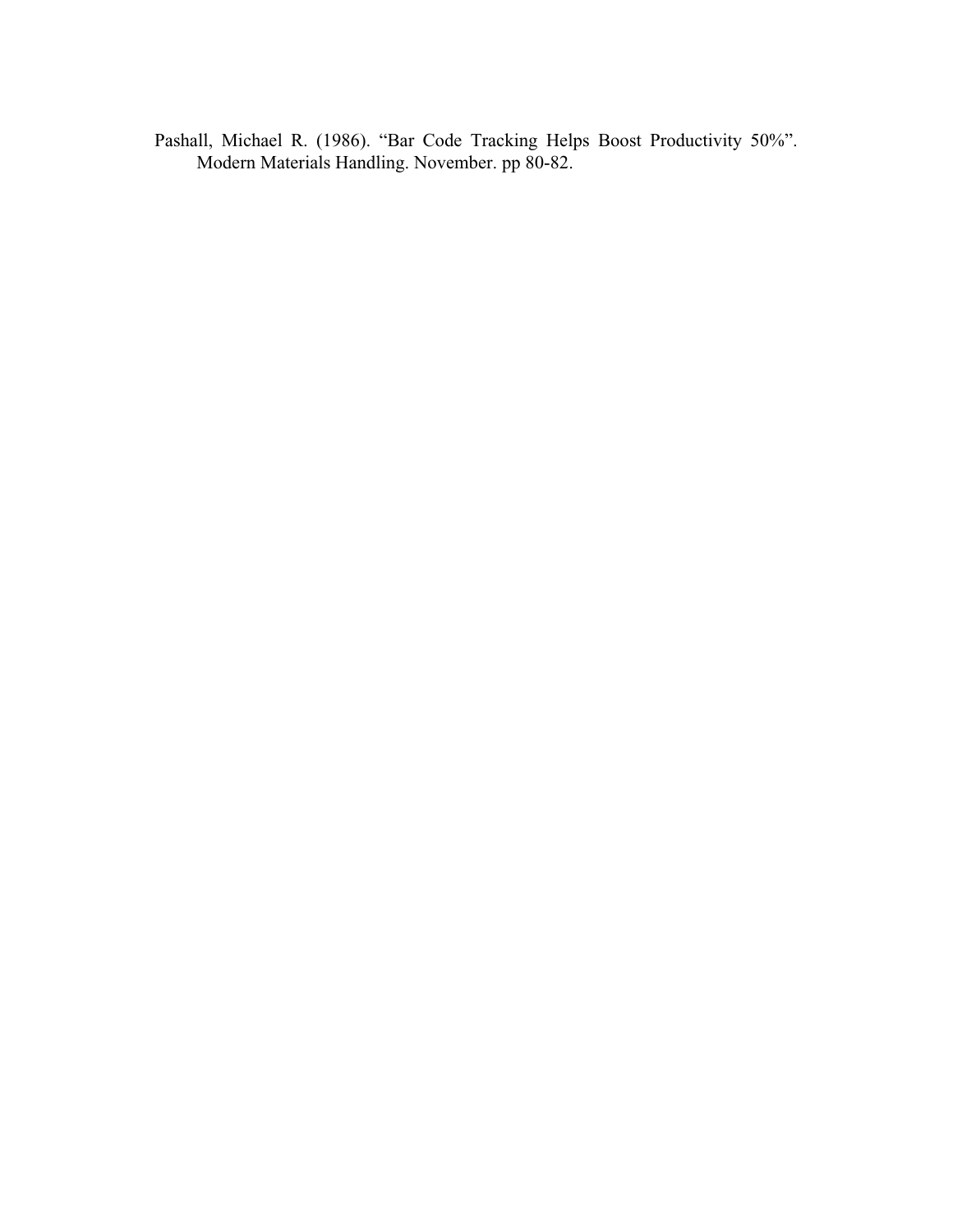Pashall, Michael R. (1986). “Bar Code Tracking Helps Boost Productivity 50%”. Modern Materials Handling. November. pp 80-82.